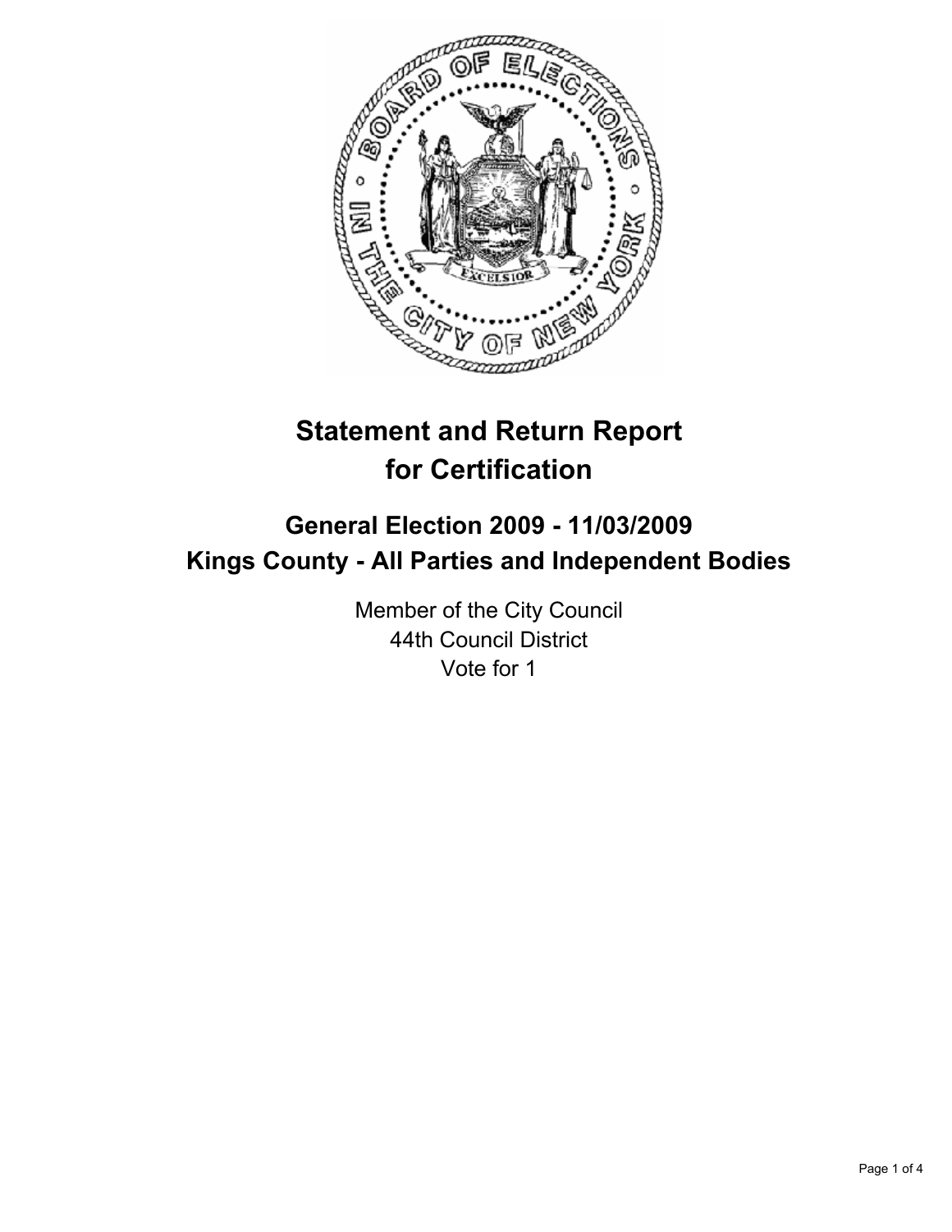# Statement and Return Report for Certification

## General Election 2009 - 11/03/2009
## Kings County - All Parties and Independent Bodies

Member of the City Council
44th Council District
Vote for 1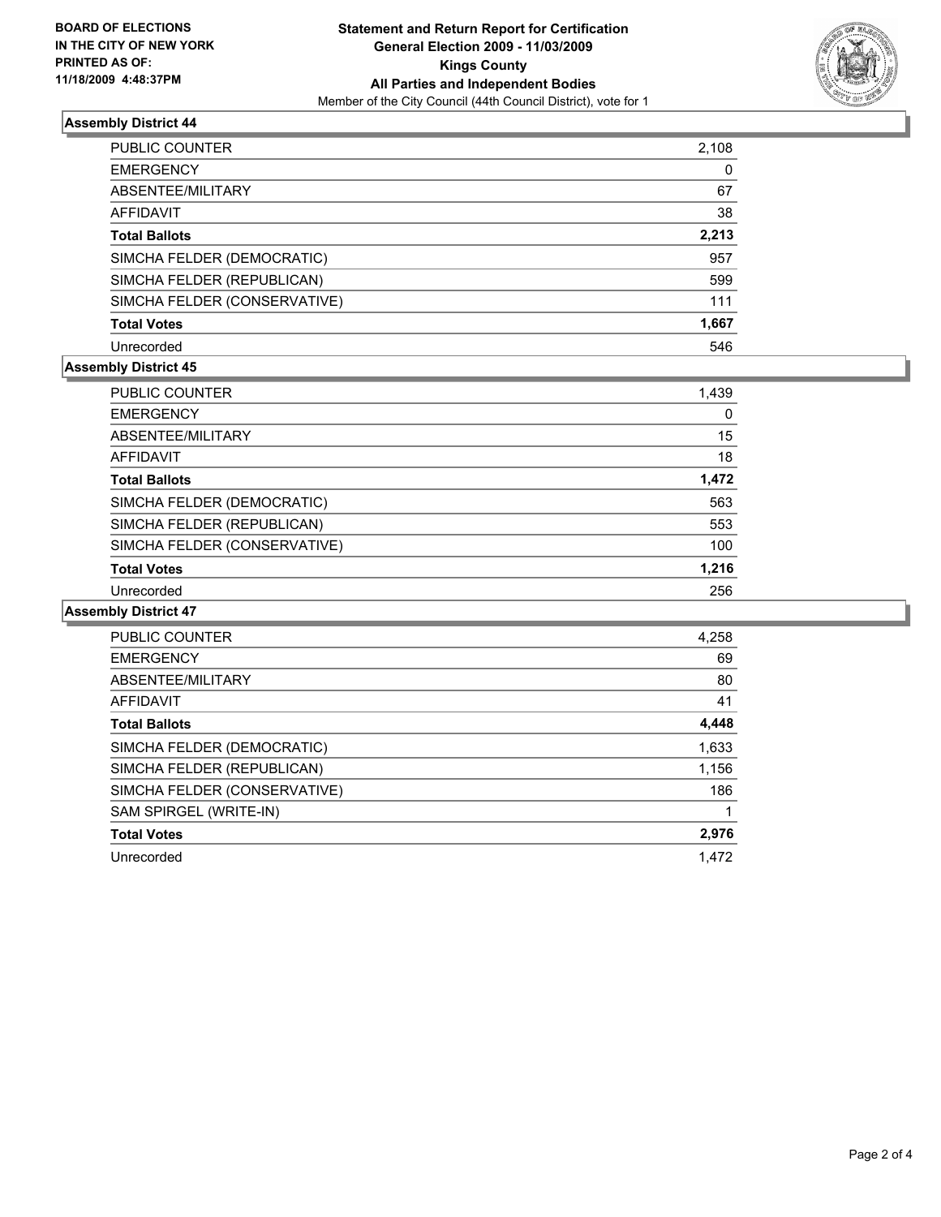**BOARD OF ELECTIONS IN THE CITY OF NEW YORK PRINTED AS OF: 11/18/2009 4:48:37PM**

**Statement and Return Report for Certification**
**General Election 2009 - 11/03/2009**
**Kings County**
**All Parties and Independent Bodies**
Member of the City Council (44th Council District), vote for 1

### Assembly District 44

| | |
|---|---|
| PUBLIC COUNTER | 2,108 |
| EMERGENCY | 0 |
| ABSENTEE/MILITARY | 67 |
| AFFIDAVIT | 38 |
| **Total Ballots** | **2,213** |
| SIMCHA FELDER (DEMOCRATIC) | 957 |
| SIMCHA FELDER (REPUBLICAN) | 599 |
| SIMCHA FELDER (CONSERVATIVE) | 111 |
| **Total Votes** | **1,667** |
| Unrecorded | 546 |

### Assembly District 45

| | |
|---|---|
| PUBLIC COUNTER | 1,439 |
| EMERGENCY | 0 |
| ABSENTEE/MILITARY | 15 |
| AFFIDAVIT | 18 |
| **Total Ballots** | **1,472** |
| SIMCHA FELDER (DEMOCRATIC) | 563 |
| SIMCHA FELDER (REPUBLICAN) | 553 |
| SIMCHA FELDER (CONSERVATIVE) | 100 |
| **Total Votes** | **1,216** |
| Unrecorded | 256 |

### Assembly District 47

| | |
|---|---|
| PUBLIC COUNTER | 4,258 |
| EMERGENCY | 69 |
| ABSENTEE/MILITARY | 80 |
| AFFIDAVIT | 41 |
| **Total Ballots** | **4,448** |
| SIMCHA FELDER (DEMOCRATIC) | 1,633 |
| SIMCHA FELDER (REPUBLICAN) | 1,156 |
| SIMCHA FELDER (CONSERVATIVE) | 186 |
| SAM SPIRGEL (WRITE-IN) | 1 |
| **Total Votes** | **2,976** |
| Unrecorded | 1,472 |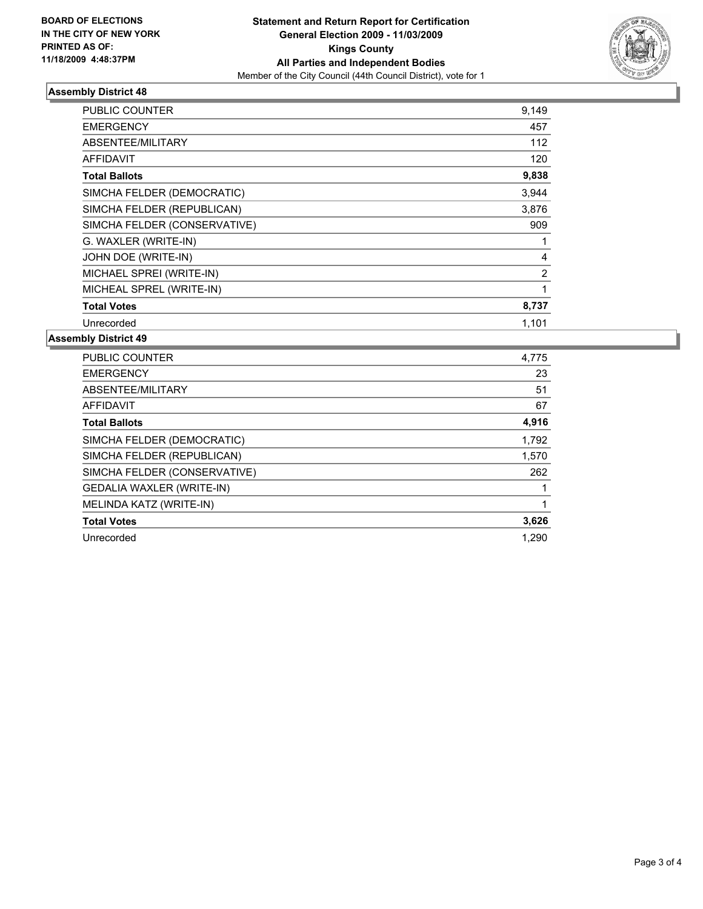**BOARD OF ELECTIONS IN THE CITY OF NEW YORK PRINTED AS OF: 11/18/2009 4:48:37PM**

**Statement and Return Report for Certification**
**General Election 2009 - 11/03/2009**
**Kings County**
**All Parties and Independent Bodies**
Member of the City Council (44th Council District), vote for 1

### Assembly District 48

| | |
|---|---|
| PUBLIC COUNTER | 9,149 |
| EMERGENCY | 457 |
| ABSENTEE/MILITARY | 112 |
| AFFIDAVIT | 120 |
| **Total Ballots** | **9,838** |
| SIMCHA FELDER (DEMOCRATIC) | 3,944 |
| SIMCHA FELDER (REPUBLICAN) | 3,876 |
| SIMCHA FELDER (CONSERVATIVE) | 909 |
| G. WAXLER (WRITE-IN) | 1 |
| JOHN DOE (WRITE-IN) | 4 |
| MICHAEL SPREI (WRITE-IN) | 2 |
| MICHEAL SPREL (WRITE-IN) | 1 |
| **Total Votes** | **8,737** |
| Unrecorded | 1,101 |

### Assembly District 49

| | |
|---|---|
| PUBLIC COUNTER | 4,775 |
| EMERGENCY | 23 |
| ABSENTEE/MILITARY | 51 |
| AFFIDAVIT | 67 |
| **Total Ballots** | **4,916** |
| SIMCHA FELDER (DEMOCRATIC) | 1,792 |
| SIMCHA FELDER (REPUBLICAN) | 1,570 |
| SIMCHA FELDER (CONSERVATIVE) | 262 |
| GEDALIA WAXLER (WRITE-IN) | 1 |
| MELINDA KATZ (WRITE-IN) | 1 |
| **Total Votes** | **3,626** |
| Unrecorded | 1,290 |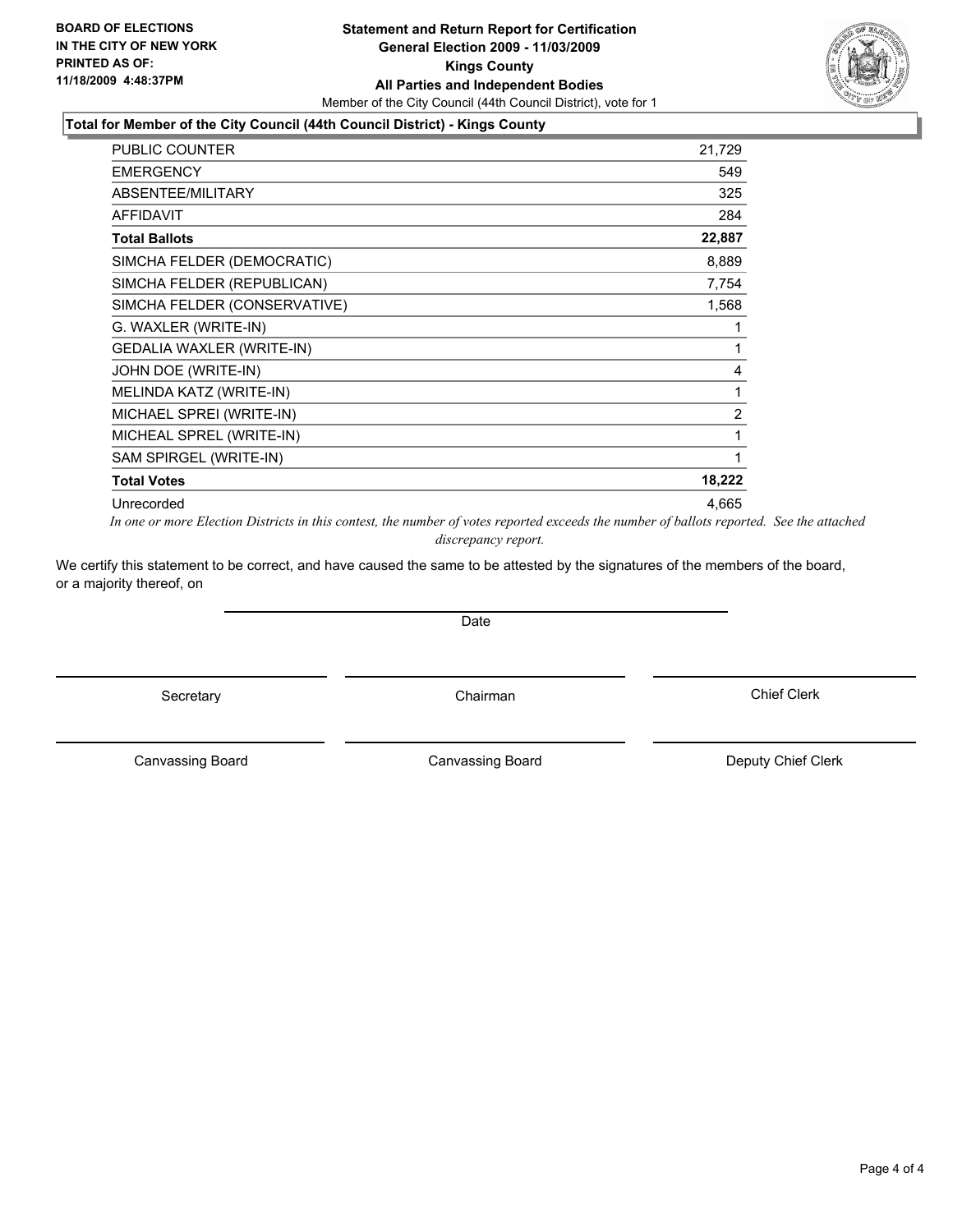**BOARD OF ELECTIONS IN THE CITY OF NEW YORK PRINTED AS OF: 11/18/2009 4:48:37PM**

**Statement and Return Report for Certification General Election 2009 - 11/03/2009 Kings County All Parties and Independent Bodies**

Member of the City Council (44th Council District), vote for 1

**Total for Member of the City Council (44th Council District) - Kings County**

| | |
|---|---|
| PUBLIC COUNTER | 21,729 |
| EMERGENCY | 549 |
| ABSENTEE/MILITARY | 325 |
| AFFIDAVIT | 284 |
| **Total Ballots** | **22,887** |
| SIMCHA FELDER (DEMOCRATIC) | 8,889 |
| SIMCHA FELDER (REPUBLICAN) | 7,754 |
| SIMCHA FELDER (CONSERVATIVE) | 1,568 |
| G. WAXLER (WRITE-IN) | 1 |
| GEDALIA WAXLER (WRITE-IN) | 1 |
| JOHN DOE (WRITE-IN) | 4 |
| MELINDA KATZ (WRITE-IN) | 1 |
| MICHAEL SPREI (WRITE-IN) | 2 |
| MICHEAL SPREL (WRITE-IN) | 1 |
| SAM SPIRGEL (WRITE-IN) | 1 |
| **Total Votes** | **18,222** |
| Unrecorded | 4,665 |

*In one or more Election Districts in this contest, the number of votes reported exceeds the number of ballots reported. See the attached discrepancy report.*

We certify this statement to be correct, and have caused the same to be attested by the signatures of the members of the board, or a majority thereof, on

Date

Secretary | Chairman | Chief Clerk

Canvassing Board | Canvassing Board | Deputy Chief Clerk